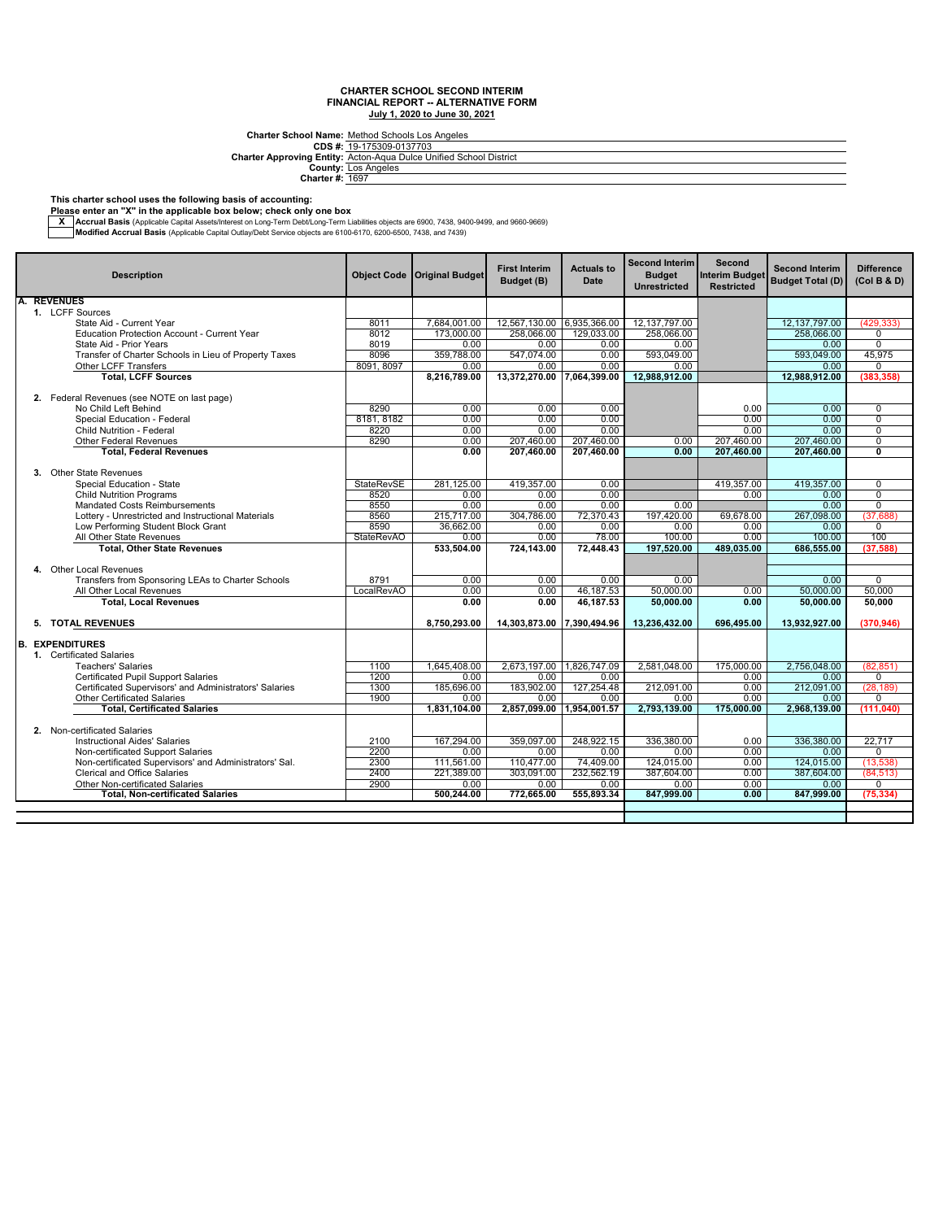# CHARTER SCHOOL SECOND INTERIM
## FINANCIAL REPORT -- ALTERNATIVE FORM
**July 1, 2020 to June 30, 2021**

**Charter School Name:** Method Schools Los Angeles
**CDS #:** 19-175309-0137703
**Charter Approving Entity:** Acton-Aqua Dulce Unified School District
**County:** Los Angeles
**Charter #:** 1697

**This charter school uses the following basis of accounting:**
**Please enter an "X" in the applicable box below; check only one box**

- **X** **Accrual Basis** (Applicable Capital Assets/Interest on Long-Term Debt/Long-Term Liabilities objects are 6900, 7438, 9400-9499, and 9660-9669)
- **Modified Accrual Basis** (Applicable Capital Outlay/Debt Service objects are 6100-6170, 6200-6500, 7438, and 7439)

| Description | Object Code | Original Budget | First Interim Budget (B) | Actuals to Date | Second Interim Budget Unrestricted | Second Interim Budget Restricted | Second Interim Budget Total (D) | Difference (Col B & D) |
|---|---|---|---|---|---|---|---|---|
| **A. REVENUES** | | | | | | | | |
| 1. LCFF Sources | | | | | | | | |
| State Aid - Current Year | 8011 | 7,684,001.00 | 12,567,130.00 | 6,935,366.00 | 12,137,797.00 | | 12,137,797.00 | (429,333) |
| Education Protection Account - Current Year | 8012 | 173,000.00 | 258,066.00 | 129,033.00 | 258,066.00 | | 258,066.00 | 0 |
| State Aid - Prior Years | 8019 | 0.00 | 0.00 | 0.00 | 0.00 | | 0.00 | 0 |
| Transfer of Charter Schools in Lieu of Property Taxes | 8096 | 359,788.00 | 547,074.00 | 0.00 | 593,049.00 | | 593,049.00 | 45,975 |
| Other LCFF Transfers | 8091, 8097 | 0.00 | 0.00 | 0.00 | 0.00 | | 0.00 | 0 |
| **Total, LCFF Sources** | | **8,216,789.00** | **13,372,270.00** | **7,064,399.00** | **12,988,912.00** | | **12,988,912.00** | **(383,358)** |
| 2. Federal Revenues (see NOTE on last page) | | | | | | | | |
| No Child Left Behind | 8290 | 0.00 | 0.00 | 0.00 | | 0.00 | 0.00 | 0 |
| Special Education - Federal | 8181, 8182 | 0.00 | 0.00 | 0.00 | | 0.00 | 0.00 | 0 |
| Child Nutrition - Federal | 8220 | 0.00 | 0.00 | 0.00 | | 0.00 | 0.00 | 0 |
| Other Federal Revenues | 8290 | 0.00 | 207,460.00 | 207,460.00 | 0.00 | 207,460.00 | 207,460.00 | 0 |
| **Total, Federal Revenues** | | **0.00** | **207,460.00** | **207,460.00** | **0.00** | **207,460.00** | **207,460.00** | **0** |
| 3. Other State Revenues | | | | | | | | |
| Special Education - State | StateRevSE | 281,125.00 | 419,357.00 | 0.00 | | 419,357.00 | 419,357.00 | 0 |
| Child Nutrition Programs | 8520 | 0.00 | 0.00 | 0.00 | | 0.00 | 0.00 | 0 |
| Mandated Costs Reimbursements | 8550 | 0.00 | 0.00 | 0.00 | 0.00 | | 0.00 | 0 |
| Lottery - Unrestricted and Instructional Materials | 8560 | 215,717.00 | 304,786.00 | 72,370.43 | 197,420.00 | 69,678.00 | 267,098.00 | (37,688) |
| Low Performing Student Block Grant | 8590 | 36,662.00 | 0.00 | 0.00 | 0.00 | 0.00 | 0.00 | 0 |
| All Other State Revenues | StateRevAO | 0.00 | 0.00 | 78.00 | 100.00 | 0.00 | 100.00 | 100 |
| **Total, Other State Revenues** | | **533,504.00** | **724,143.00** | **72,448.43** | **197,520.00** | **489,035.00** | **686,555.00** | **(37,588)** |
| 4. Other Local Revenues | | | | | | | | |
| Transfers from Sponsoring LEAs to Charter Schools | 8791 | 0.00 | 0.00 | 0.00 | 0.00 | | 0.00 | 0 |
| All Other Local Revenues | LocalRevAO | 0.00 | 0.00 | 46,187.53 | 50,000.00 | 0.00 | 50,000.00 | 50,000 |
| **Total, Local Revenues** | | **0.00** | **0.00** | **46,187.53** | **50,000.00** | **0.00** | **50,000.00** | **50,000** |
| **5. TOTAL REVENUES** | | **8,750,293.00** | **14,303,873.00** | **7,390,494.96** | **13,236,432.00** | **696,495.00** | **13,932,927.00** | **(370,946)** |
| **B. EXPENDITURES** | | | | | | | | |
| 1. Certificated Salaries | | | | | | | | |
| Teachers' Salaries | 1100 | 1,645,408.00 | 2,673,197.00 | 1,826,747.09 | 2,581,048.00 | 175,000.00 | 2,756,048.00 | (82,851) |
| Certificated Pupil Support Salaries | 1200 | 0.00 | 0.00 | 0.00 | 0.00 | 0.00 | 0.00 | 0 |
| Certificated Supervisors' and Administrators' Salaries | 1300 | 185,696.00 | 183,902.00 | 127,254.48 | 212,091.00 | 0.00 | 212,091.00 | (28,189) |
| Other Certificated Salaries | 1900 | 0.00 | 0.00 | 0.00 | 0.00 | 0.00 | 0.00 | 0 |
| **Total, Certificated Salaries** | | **1,831,104.00** | **2,857,099.00** | **1,954,001.57** | **2,793,139.00** | **175,000.00** | **2,968,139.00** | **(111,040)** |
| 2. Non-certificated Salaries | | | | | | | | |
| Instructional Aides' Salaries | 2100 | 167,294.00 | 359,097.00 | 248,922.15 | 336,380.00 | 0.00 | 336,380.00 | 22,717 |
| Non-certificated Support Salaries | 2200 | 0.00 | 0.00 | 0.00 | 0.00 | 0.00 | 0.00 | 0 |
| Non-certificated Supervisors' and Administrators' Sal. | 2300 | 111,561.00 | 110,477.00 | 74,409.00 | 124,015.00 | 0.00 | 124,015.00 | (13,538) |
| Clerical and Office Salaries | 2400 | 221,389.00 | 303,091.00 | 232,562.19 | 387,604.00 | 0.00 | 387,604.00 | (84,513) |
| Other Non-certificated Salaries | 2900 | 0.00 | 0.00 | 0.00 | 0.00 | 0.00 | 0.00 | 0 |
| **Total, Non-certificated Salaries** | | **500,244.00** | **772,665.00** | **555,893.34** | **847,999.00** | **0.00** | **847,999.00** | **(75,334)** |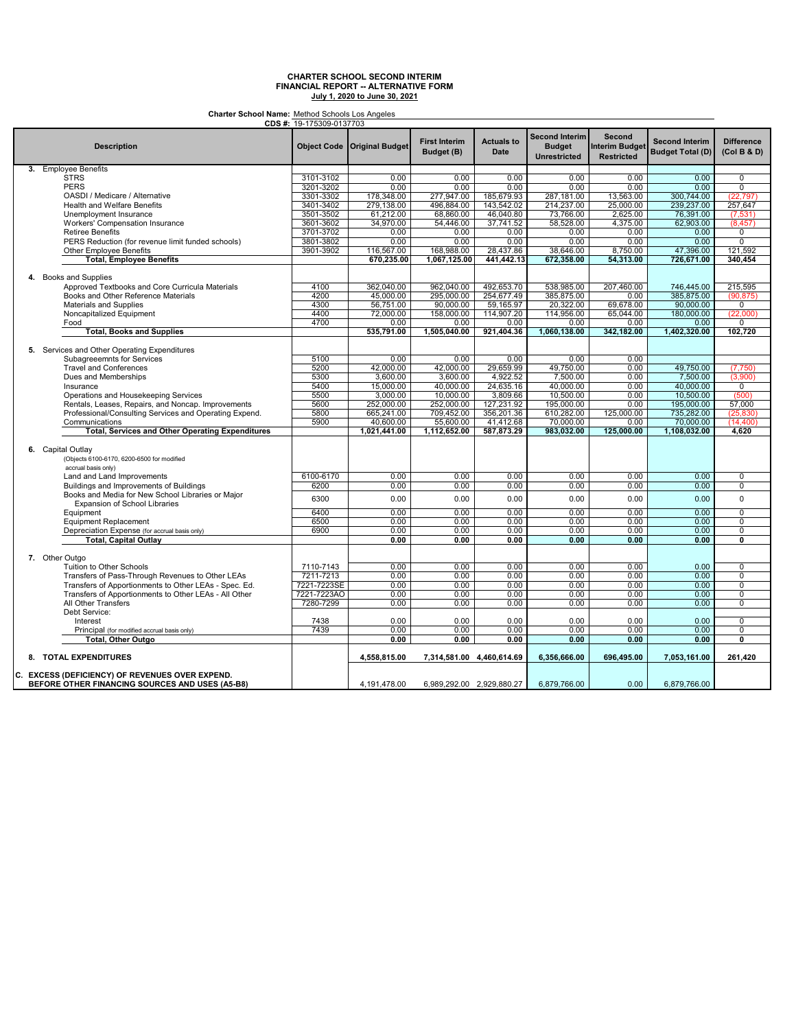**CHARTER SCHOOL SECOND INTERIM**
**FINANCIAL REPORT -- ALTERNATIVE FORM**
**July 1, 2020 to June 30, 2021**

**Charter School Name:** Method Schools Los Angeles
**CDS #:** 19-175309-0137703

| Description | Object Code | Original Budget | First Interim Budget (B) | Actuals to Date | Second Interim Budget Unrestricted | Second Interim Budget Restricted | Second Interim Budget Total (D) | Difference (Col B & D) |
|---|---|---|---|---|---|---|---|---|
| **3.** Employee Benefits | | | | | | | | |
| STRS | 3101-3102 | 0.00 | 0.00 | 0.00 | 0.00 | 0.00 | 0.00 | 0 |
| PERS | 3201-3202 | 0.00 | 0.00 | 0.00 | 0.00 | 0.00 | 0.00 | 0 |
| OASDI / Medicare / Alternative | 3301-3302 | 178,348.00 | 277,947.00 | 185,679.93 | 287,181.00 | 13,563.00 | 300,744.00 | (22,797) |
| Health and Welfare Benefits | 3401-3402 | 279,138.00 | 496,884.00 | 143,542.02 | 214,237.00 | 25,000.00 | 239,237.00 | 257,647 |
| Unemployment Insurance | 3501-3502 | 61,212.00 | 68,860.00 | 46,040.80 | 73,766.00 | 2,625.00 | 76,391.00 | (7,531) |
| Workers' Compensation Insurance | 3601-3602 | 34,970.00 | 54,446.00 | 37,741.52 | 58,528.00 | 4,375.00 | 62,903.00 | (8,457) |
| Retiree Benefits | 3701-3702 | 0.00 | 0.00 | 0.00 | 0.00 | 0.00 | 0.00 | 0 |
| PERS Reduction (for revenue limit funded schools) | 3801-3802 | 0.00 | 0.00 | 0.00 | 0.00 | 0.00 | 0.00 | 0 |
| Other Employee Benefits | 3901-3902 | 116,567.00 | 168,988.00 | 28,437.86 | 38,646.00 | 8,750.00 | 47,396.00 | 121,592 |
| **Total, Employee Benefits** | | **670,235.00** | **1,067,125.00** | **441,442.13** | **672,358.00** | **54,313.00** | **726,671.00** | **340,454** |
| **4.** Books and Supplies | | | | | | | | |
| Approved Textbooks and Core Curricula Materials | 4100 | 362,040.00 | 962,040.00 | 492,653.70 | 538,985.00 | 207,460.00 | 746,445.00 | 215,595 |
| Books and Other Reference Materials | 4200 | 45,000.00 | 295,000.00 | 254,677.49 | 385,875.00 | 0.00 | 385,875.00 | (90,875) |
| Materials and Supplies | 4300 | 56,751.00 | 90,000.00 | 59,165.97 | 20,322.00 | 69,678.00 | 90,000.00 | 0 |
| Noncapitalized Equipment | 4400 | 72,000.00 | 158,000.00 | 114,907.20 | 114,956.00 | 65,044.00 | 180,000.00 | (22,000) |
| Food | 4700 | 0.00 | 0.00 | 0.00 | 0.00 | 0.00 | 0.00 | 0 |
| **Total, Books and Supplies** | | **535,791.00** | **1,505,040.00** | **921,404.36** | **1,060,138.00** | **342,182.00** | **1,402,320.00** | **102,720** |
| **5.** Services and Other Operating Expenditures | | | | | | | | |
| Subagreeemnts for Services | 5100 | 0.00 | 0.00 | 0.00 | 0.00 | 0.00 | | |
| Travel and Conferences | 5200 | 42,000.00 | 42,000.00 | 29,659.99 | 49,750.00 | 0.00 | 49,750.00 | (7,750) |
| Dues and Memberships | 5300 | 3,600.00 | 3,600.00 | 4,922.52 | 7,500.00 | 0.00 | 7,500.00 | (3,900) |
| Insurance | 5400 | 15,000.00 | 40,000.00 | 24,635.16 | 40,000.00 | 0.00 | 40,000.00 | 0 |
| Operations and Housekeeping Services | 5500 | 3,000.00 | 10,000.00 | 3,809.66 | 10,500.00 | 0.00 | 10,500.00 | (500) |
| Rentals, Leases, Repairs, and Noncap. Improvements | 5600 | 252,000.00 | 252,000.00 | 127,231.92 | 195,000.00 | 0.00 | 195,000.00 | 57,000 |
| Professional/Consulting Services and Operating Expend. | 5800 | 665,241.00 | 709,452.00 | 356,201.36 | 610,282.00 | 125,000.00 | 735,282.00 | (25,830) |
| Communications | 5900 | 40,600.00 | 55,600.00 | 41,412.68 | 70,000.00 | 0.00 | 70,000.00 | (14,400) |
| **Total, Services and Other Operating Expenditures** | | **1,021,441.00** | **1,112,652.00** | **587,873.29** | **983,032.00** | **125,000.00** | **1,108,032.00** | **4,620** |
| **6.** Capital Outlay (Objects 6100-6170, 6200-6500 for modified accrual basis only) | | | | | | | | |
| Land and Land Improvements | 6100-6170 | 0.00 | 0.00 | 0.00 | 0.00 | 0.00 | 0.00 | 0 |
| Buildings and Improvements of Buildings | 6200 | 0.00 | 0.00 | 0.00 | 0.00 | 0.00 | 0.00 | 0 |
| Books and Media for New School Libraries or Major Expansion of School Libraries | 6300 | 0.00 | 0.00 | 0.00 | 0.00 | 0.00 | 0.00 | 0 |
| Equipment | 6400 | 0.00 | 0.00 | 0.00 | 0.00 | 0.00 | 0.00 | 0 |
| Equipment Replacement | 6500 | 0.00 | 0.00 | 0.00 | 0.00 | 0.00 | 0.00 | 0 |
| Depreciation Expense (for accrual basis only) | 6900 | 0.00 | 0.00 | 0.00 | 0.00 | 0.00 | 0.00 | 0 |
| **Total, Capital Outlay** | | **0.00** | **0.00** | **0.00** | **0.00** | **0.00** | **0.00** | **0** |
| **7.** Other Outgo | | | | | | | | |
| Tuition to Other Schools | 7110-7143 | 0.00 | 0.00 | 0.00 | 0.00 | 0.00 | 0.00 | 0 |
| Transfers of Pass-Through Revenues to Other LEAs | 7211-7213 | 0.00 | 0.00 | 0.00 | 0.00 | 0.00 | 0.00 | 0 |
| Transfers of Apportionments to Other LEAs - Spec. Ed. | 7221-7223SE | 0.00 | 0.00 | 0.00 | 0.00 | 0.00 | 0.00 | 0 |
| Transfers of Apportionments to Other LEAs - All Other | 7221-7223AO | 0.00 | 0.00 | 0.00 | 0.00 | 0.00 | 0.00 | 0 |
| All Other Transfers | 7280-7299 | 0.00 | 0.00 | 0.00 | 0.00 | 0.00 | 0.00 | 0 |
| Debt Service: | | | | | | | | |
| Interest | 7438 | 0.00 | 0.00 | 0.00 | 0.00 | 0.00 | 0.00 | 0 |
| Principal (for modified accrual basis only) | 7439 | 0.00 | 0.00 | 0.00 | 0.00 | 0.00 | 0.00 | 0 |
| **Total, Other Outgo** | | **0.00** | **0.00** | **0.00** | **0.00** | **0.00** | **0.00** | **0** |
| **8. TOTAL EXPENDITURES** | | **4,558,815.00** | **7,314,581.00** | **4,460,614.69** | **6,356,666.00** | **696,495.00** | **7,053,161.00** | **261,420** |
| **C. EXCESS (DEFICIENCY) OF REVENUES OVER EXPEND. BEFORE OTHER FINANCING SOURCES AND USES (A5-B8)** | | 4,191,478.00 | 6,989,292.00 | 2,929,880.27 | 6,879,766.00 | 0.00 | 6,879,766.00 | |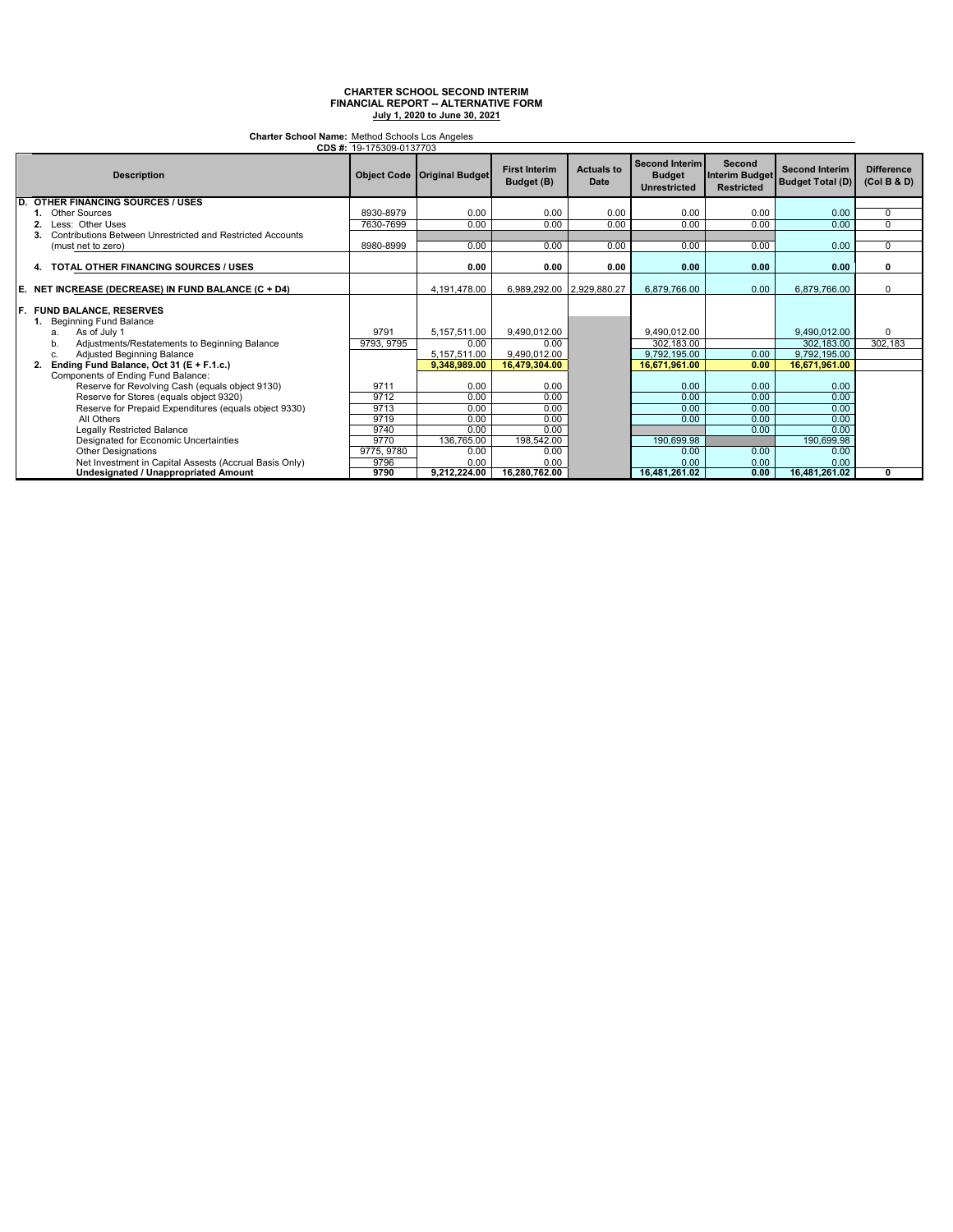**CHARTER SCHOOL SECOND INTERIM**
**FINANCIAL REPORT -- ALTERNATIVE FORM**
**July 1, 2020 to June 30, 2021**

**Charter School Name:** Method Schools Los Angeles
**CDS #:** 19-175309-0137703

| Description | Object Code | Original Budget | First Interim Budget (B) | Actuals to Date | Second Interim Budget Unrestricted | Second Interim Budget Restricted | Second Interim Budget Total (D) | Difference (Col B & D) |
|---|---|---|---|---|---|---|---|---|
| **D. OTHER FINANCING SOURCES / USES** | | | | | | | | |
| 1. Other Sources | 8930-8979 | 0.00 | 0.00 | 0.00 | 0.00 | 0.00 | 0.00 | 0 |
| 2. Less: Other Uses | 7630-7699 | 0.00 | 0.00 | 0.00 | 0.00 | 0.00 | 0.00 | 0 |
| 3. Contributions Between Unrestricted and Restricted Accounts (must net to zero) | 8980-8999 | 0.00 | 0.00 | 0.00 | 0.00 | 0.00 | 0.00 | 0 |
| **4. TOTAL OTHER FINANCING SOURCES / USES** | | **0.00** | **0.00** | **0.00** | **0.00** | **0.00** | **0.00** | **0** |
| **E. NET INCREASE (DECREASE) IN FUND BALANCE (C + D4)** | | 4,191,478.00 | 6,989,292.00 | 2,929,880.27 | 6,879,766.00 | 0.00 | 6,879,766.00 | 0 |
| **F. FUND BALANCE, RESERVES** | | | | | | | | |
| 1. Beginning Fund Balance | | | | | | | | |
| a. As of July 1 | 9791 | 5,157,511.00 | 9,490,012.00 | | 9,490,012.00 | | 9,490,012.00 | 0 |
| b. Adjustments/Restatements to Beginning Balance | 9793, 9795 | 0.00 | 0.00 | | 302,183.00 | | 302,183.00 | 302,183 |
| c. Adjusted Beginning Balance | | 5,157,511.00 | 9,490,012.00 | | 9,792,195.00 | 0.00 | 9,792,195.00 | |
| **2. Ending Fund Balance, Oct 31 (E + F.1.c.)** | | **9,348,989.00** | **16,479,304.00** | | **16,671,961.00** | **0.00** | **16,671,961.00** | |
| Components of Ending Fund Balance: | | | | | | | | |
| Reserve for Revolving Cash (equals object 9130) | 9711 | 0.00 | 0.00 | | 0.00 | 0.00 | 0.00 | |
| Reserve for Stores (equals object 9320) | 9712 | 0.00 | 0.00 | | 0.00 | 0.00 | 0.00 | |
| Reserve for Prepaid Expenditures (equals object 9330) | 9713 | 0.00 | 0.00 | | 0.00 | 0.00 | 0.00 | |
| All Others | 9719 | 0.00 | 0.00 | | 0.00 | 0.00 | 0.00 | |
| Legally Restricted Balance | 9740 | 0.00 | 0.00 | | | 0.00 | 0.00 | |
| Designated for Economic Uncertainties | 9770 | 136,765.00 | 198,542.00 | | 190,699.98 | | 190,699.98 | |
| Other Designations | 9775, 9780 | 0.00 | 0.00 | | 0.00 | 0.00 | 0.00 | |
| Net Investment in Capital Assests (Accrual Basis Only) | 9796 | 0.00 | 0.00 | | 0.00 | 0.00 | 0.00 | |
| **Undesignated / Unappropriated Amount** | **9790** | **9,212,224.00** | **16,280,762.00** | | **16,481,261.02** | **0.00** | **16,481,261.02** | **0** |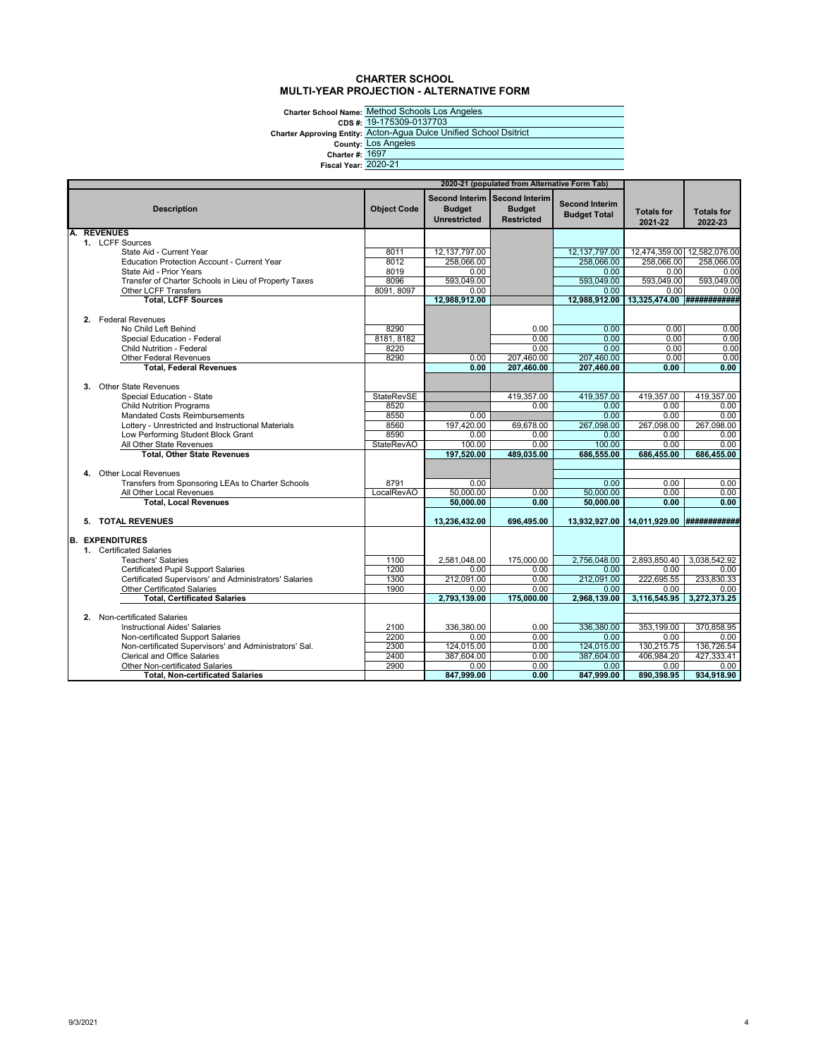# CHARTER SCHOOL
## MULTI-YEAR PROJECTION - ALTERNATIVE FORM

**Charter School Name:** Method Schools Los Angeles
**CDS #:** 19-175309-0137703
**Charter Approving Entity:** Acton-Agua Dulce Unified School Dsitrict
**County:** Los Angeles
**Charter #:** 1697
**Fiscal Year:** 2020-21

| Description | Object Code | 2020-21 (populated from Alternative Form Tab) Second Interim Budget Unrestricted | Second Interim Budget Restricted | Second Interim Budget Total | Totals for 2021-22 | Totals for 2022-23 |
|---|---|---|---|---|---|---|
| **A. REVENUES** | | | | | | |
| 1. LCFF Sources | | | | | | |
| State Aid - Current Year | 8011 | 12,137,797.00 | | 12,137,797.00 | 12,474,359.00 | 12,582,076.00 |
| Education Protection Account - Current Year | 8012 | 258,066.00 | | 258,066.00 | 258,066.00 | 258,066.00 |
| State Aid - Prior Years | 8019 | 0.00 | | 0.00 | 0.00 | 0.00 |
| Transfer of Charter Schools in Lieu of Property Taxes | 8096 | 593,049.00 | | 593,049.00 | 593,049.00 | 593,049.00 |
| Other LCFF Transfers | 8091, 8097 | 0.00 | | 0.00 | 0.00 | 0.00 |
| **Total, LCFF Sources** | | **12,988,912.00** | | **12,988,912.00** | **13,325,474.00** | **############** |
| 2. Federal Revenues | | | | | | |
| No Child Left Behind | 8290 | | 0.00 | 0.00 | 0.00 | 0.00 |
| Special Education - Federal | 8181, 8182 | | 0.00 | 0.00 | 0.00 | 0.00 |
| Child Nutrition - Federal | 8220 | | 0.00 | 0.00 | 0.00 | 0.00 |
| Other Federal Revenues | 8290 | 0.00 | 207,460.00 | 207,460.00 | 0.00 | 0.00 |
| **Total, Federal Revenues** | | **0.00** | **207,460.00** | **207,460.00** | **0.00** | **0.00** |
| 3. Other State Revenues | | | | | | |
| Special Education - State | StateRevSE | | 419,357.00 | 419,357.00 | 419,357.00 | 419,357.00 |
| Child Nutrition Programs | 8520 | | 0.00 | 0.00 | 0.00 | 0.00 |
| Mandated Costs Reimbursements | 8550 | 0.00 | | 0.00 | 0.00 | 0.00 |
| Lottery - Unrestricted and Instructional Materials | 8560 | 197,420.00 | 69,678.00 | 267,098.00 | 267,098.00 | 267,098.00 |
| Low Performing Student Block Grant | 8590 | 0.00 | 0.00 | 0.00 | 0.00 | 0.00 |
| All Other State Revenues | StateRevAO | 100.00 | 0.00 | 100.00 | 0.00 | 0.00 |
| **Total, Other State Revenues** | | **197,520.00** | **489,035.00** | **686,555.00** | **686,455.00** | **686,455.00** |
| 4. Other Local Revenues | | | | | | |
| Transfers from Sponsoring LEAs to Charter Schools | 8791 | 0.00 | | 0.00 | 0.00 | 0.00 |
| All Other Local Revenues | LocalRevAO | 50,000.00 | 0.00 | 50,000.00 | 0.00 | 0.00 |
| **Total, Local Revenues** | | **50,000.00** | **0.00** | **50,000.00** | **0.00** | **0.00** |
| **5. TOTAL REVENUES** | | **13,236,432.00** | **696,495.00** | **13,932,927.00** | **14,011,929.00** | **############** |
| **B. EXPENDITURES** | | | | | | |
| 1. Certificated Salaries | | | | | | |
| Teachers' Salaries | 1100 | 2,581,048.00 | 175,000.00 | 2,756,048.00 | 2,893,850.40 | 3,038,542.92 |
| Certificated Pupil Support Salaries | 1200 | 0.00 | 0.00 | 0.00 | 0.00 | 0.00 |
| Certificated Supervisors' and Administrators' Salaries | 1300 | 212,091.00 | 0.00 | 212,091.00 | 222,695.55 | 233,830.33 |
| Other Certificated Salaries | 1900 | 0.00 | 0.00 | 0.00 | 0.00 | 0.00 |
| **Total, Certificated Salaries** | | **2,793,139.00** | **175,000.00** | **2,968,139.00** | **3,116,545.95** | **3,272,373.25** |
| 2. Non-certificated Salaries | | | | | | |
| Instructional Aides' Salaries | 2100 | 336,380.00 | 0.00 | 336,380.00 | 353,199.00 | 370,858.95 |
| Non-certificated Support Salaries | 2200 | 0.00 | 0.00 | 0.00 | 0.00 | 0.00 |
| Non-certificated Supervisors' and Administrators' Sal. | 2300 | 124,015.00 | 0.00 | 124,015.00 | 130,215.75 | 136,726.54 |
| Clerical and Office Salaries | 2400 | 387,604.00 | 0.00 | 387,604.00 | 406,984.20 | 427,333.41 |
| Other Non-certificated Salaries | 2900 | 0.00 | 0.00 | 0.00 | 0.00 | 0.00 |
| **Total, Non-certificated Salaries** | | **847,999.00** | **0.00** | **847,999.00** | **890,398.95** | **934,918.90** |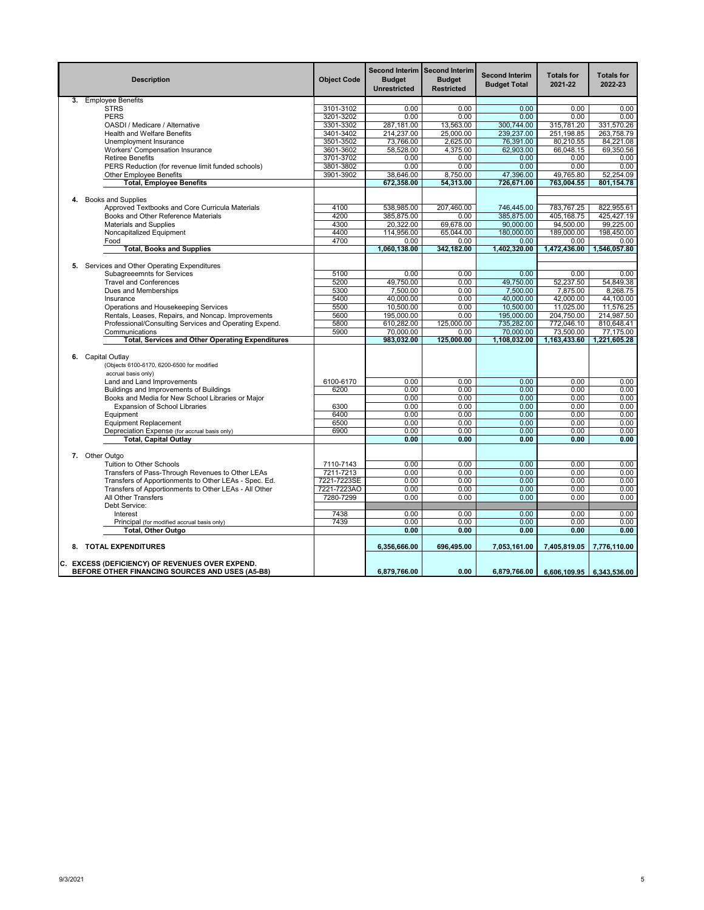| Description | Object Code | Second Interim Budget Unrestricted | Second Interim Budget Restricted | Second Interim Budget Total | Totals for 2021-22 | Totals for 2022-23 |
|---|---|---|---|---|---|---|
| **3.** Employee Benefits | | | | | | |
| STRS | 3101-3102 | 0.00 | 0.00 | 0.00 | 0.00 | 0.00 |
| PERS | 3201-3202 | 0.00 | 0.00 | 0.00 | 0.00 | 0.00 |
| OASDI / Medicare / Alternative | 3301-3302 | 287,181.00 | 13,563.00 | 300,744.00 | 315,781.20 | 331,570.26 |
| Health and Welfare Benefits | 3401-3402 | 214,237.00 | 25,000.00 | 239,237.00 | 251,198.85 | 263,758.79 |
| Unemployment Insurance | 3501-3502 | 73,766.00 | 2,625.00 | 76,391.00 | 80,210.55 | 84,221.08 |
| Workers' Compensation Insurance | 3601-3602 | 58,528.00 | 4,375.00 | 62,903.00 | 66,048.15 | 69,350.56 |
| Retiree Benefits | 3701-3702 | 0.00 | 0.00 | 0.00 | 0.00 | 0.00 |
| PERS Reduction (for revenue limit funded schools) | 3801-3802 | 0.00 | 0.00 | 0.00 | 0.00 | 0.00 |
| Other Employee Benefits | 3901-3902 | 38,646.00 | 8,750.00 | 47,396.00 | 49,765.80 | 52,254.09 |
| **Total, Employee Benefits** | | **672,358.00** | **54,313.00** | **726,671.00** | **763,004.55** | **801,154.78** |
| **4.** Books and Supplies | | | | | | |
| Approved Textbooks and Core Curricula Materials | 4100 | 538,985.00 | 207,460.00 | 746,445.00 | 783,767.25 | 822,955.61 |
| Books and Other Reference Materials | 4200 | 385,875.00 | 0.00 | 385,875.00 | 405,168.75 | 425,427.19 |
| Materials and Supplies | 4300 | 20,322.00 | 69,678.00 | 90,000.00 | 94,500.00 | 99,225.00 |
| Noncapitalized Equipment | 4400 | 114,956.00 | 65,044.00 | 180,000.00 | 189,000.00 | 198,450.00 |
| Food | 4700 | 0.00 | 0.00 | 0.00 | 0.00 | 0.00 |
| **Total, Books and Supplies** | | **1,060,138.00** | **342,182.00** | **1,402,320.00** | **1,472,436.00** | **1,546,057.80** |
| **5.** Services and Other Operating Expenditures | | | | | | |
| Subagreeemnts for Services | 5100 | 0.00 | 0.00 | 0.00 | 0.00 | 0.00 |
| Travel and Conferences | 5200 | 49,750.00 | 0.00 | 49,750.00 | 52,237.50 | 54,849.38 |
| Dues and Memberships | 5300 | 7,500.00 | 0.00 | 7,500.00 | 7,875.00 | 8,268.75 |
| Insurance | 5400 | 40,000.00 | 0.00 | 40,000.00 | 42,000.00 | 44,100.00 |
| Operations and Housekeeping Services | 5500 | 10,500.00 | 0.00 | 10,500.00 | 11,025.00 | 11,576.25 |
| Rentals, Leases, Repairs, and Noncap. Improvements | 5600 | 195,000.00 | 0.00 | 195,000.00 | 204,750.00 | 214,987.50 |
| Professional/Consulting Services and Operating Expend. | 5800 | 610,282.00 | 125,000.00 | 735,282.00 | 772,046.10 | 810,648.41 |
| Communications | 5900 | 70,000.00 | 0.00 | 70,000.00 | 73,500.00 | 77,175.00 |
| **Total, Services and Other Operating Expenditures** | | **983,032.00** | **125,000.00** | **1,108,032.00** | **1,163,433.60** | **1,221,605.28** |
| **6.** Capital Outlay (Objects 6100-6170, 6200-6500 for modified accrual basis only) | | | | | | |
| Land and Land Improvements | 6100-6170 | 0.00 | 0.00 | 0.00 | 0.00 | 0.00 |
| Buildings and Improvements of Buildings | 6200 | 0.00 | 0.00 | 0.00 | 0.00 | 0.00 |
| Books and Media for New School Libraries or Major | | 0.00 | 0.00 | 0.00 | 0.00 | 0.00 |
| Expansion of School Libraries | 6300 | 0.00 | 0.00 | 0.00 | 0.00 | 0.00 |
| Equipment | 6400 | 0.00 | 0.00 | 0.00 | 0.00 | 0.00 |
| Equipment Replacement | 6500 | 0.00 | 0.00 | 0.00 | 0.00 | 0.00 |
| Depreciation Expense (for accrual basis only) | 6900 | 0.00 | 0.00 | 0.00 | 0.00 | 0.00 |
| **Total, Capital Outlay** | | **0.00** | **0.00** | **0.00** | **0.00** | **0.00** |
| **7.** Other Outgo | | | | | | |
| Tuition to Other Schools | 7110-7143 | 0.00 | 0.00 | 0.00 | 0.00 | 0.00 |
| Transfers of Pass-Through Revenues to Other LEAs | 7211-7213 | 0.00 | 0.00 | 0.00 | 0.00 | 0.00 |
| Transfers of Apportionments to Other LEAs - Spec. Ed. | 7221-7223SE | 0.00 | 0.00 | 0.00 | 0.00 | 0.00 |
| Transfers of Apportionments to Other LEAs - All Other | 7221-7223AO | 0.00 | 0.00 | 0.00 | 0.00 | 0.00 |
| All Other Transfers | 7280-7299 | 0.00 | 0.00 | 0.00 | 0.00 | 0.00 |
| Debt Service: | | | | | | |
| Interest | 7438 | 0.00 | 0.00 | 0.00 | 0.00 | 0.00 |
| Principal (for modified accrual basis only) | 7439 | 0.00 | 0.00 | 0.00 | 0.00 | 0.00 |
| **Total, Other Outgo** | | **0.00** | **0.00** | **0.00** | **0.00** | **0.00** |
| **8. TOTAL EXPENDITURES** | | **6,356,666.00** | **696,495.00** | **7,053,161.00** | **7,405,819.05** | **7,776,110.00** |
| **C. EXCESS (DEFICIENCY) OF REVENUES OVER EXPEND. BEFORE OTHER FINANCING SOURCES AND USES (A5-B8)** | | **6,879,766.00** | **0.00** | **6,879,766.00** | **6,606,109.95** | **6,343,536.00** |

9/3/2021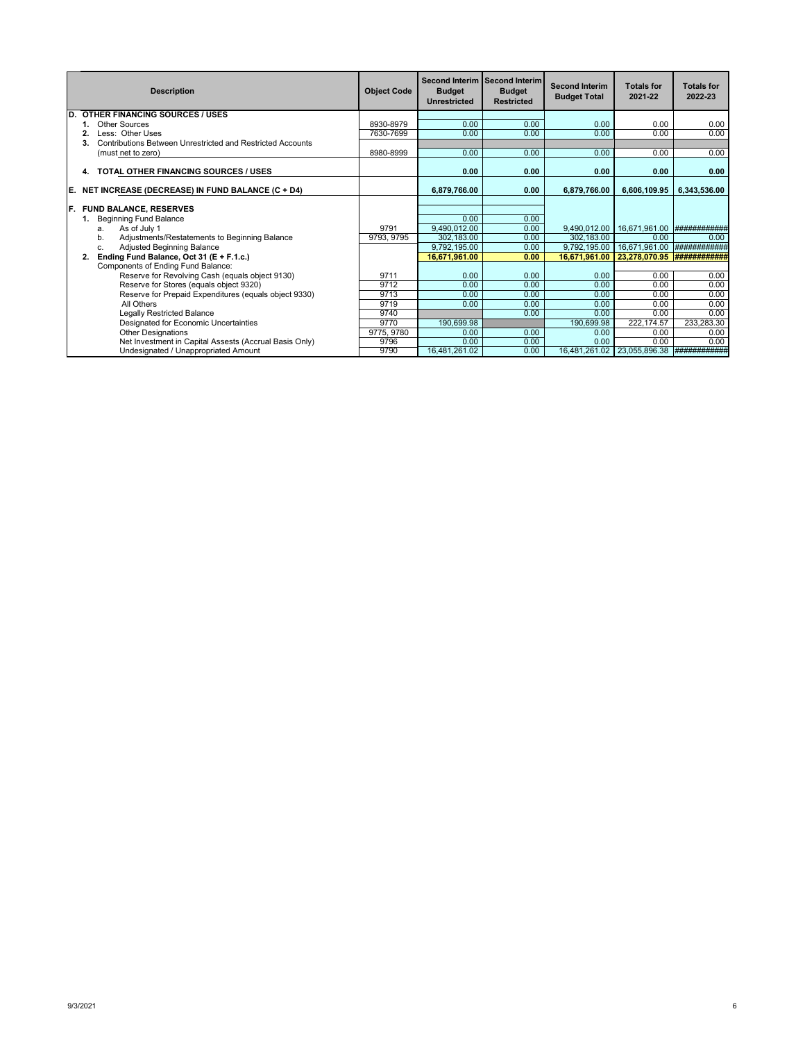| Description | Object Code | Second Interim Budget Unrestricted | Second Interim Budget Restricted | Second Interim Budget Total | Totals for 2021-22 | Totals for 2022-23 |
|---|---|---|---|---|---|---|
| **D. OTHER FINANCING SOURCES / USES** | | | | | | |
| 1. Other Sources | 8930-8979 | 0.00 | 0.00 | 0.00 | 0.00 | 0.00 |
| 2. Less: Other Uses | 7630-7699 | 0.00 | 0.00 | 0.00 | 0.00 | 0.00 |
| 3. Contributions Between Unrestricted and Restricted Accounts | | | | | | |
| (must net to zero) | 8980-8999 | 0.00 | 0.00 | 0.00 | 0.00 | 0.00 |
| **4. TOTAL OTHER FINANCING SOURCES / USES** | | **0.00** | **0.00** | **0.00** | **0.00** | **0.00** |
| **E. NET INCREASE (DECREASE) IN FUND BALANCE (C + D4)** | | **6,879,766.00** | **0.00** | **6,879,766.00** | **6,606,109.95** | **6,343,536.00** |
| **F. FUND BALANCE, RESERVES** | | | | | | |
| 1. Beginning Fund Balance | | 0.00 | 0.00 | | | |
| a. As of July 1 | 9791 | 9,490,012.00 | 0.00 | 9,490,012.00 | 16,671,961.00 | ############ |
| b. Adjustments/Restatements to Beginning Balance | 9793, 9795 | 302,183.00 | 0.00 | 302,183.00 | 0.00 | 0.00 |
| c. Adjusted Beginning Balance | | 9,792,195.00 | 0.00 | 9,792,195.00 | 16,671,961.00 | ############ |
| **2. Ending Fund Balance, Oct 31 (E + F.1.c.)** | | **16,671,961.00** | **0.00** | **16,671,961.00** | **23,278,070.95** | **############** |
| Components of Ending Fund Balance: | | | | | | |
| Reserve for Revolving Cash (equals object 9130) | 9711 | 0.00 | 0.00 | 0.00 | 0.00 | 0.00 |
| Reserve for Stores (equals object 9320) | 9712 | 0.00 | 0.00 | 0.00 | 0.00 | 0.00 |
| Reserve for Prepaid Expenditures (equals object 9330) | 9713 | 0.00 | 0.00 | 0.00 | 0.00 | 0.00 |
| All Others | 9719 | 0.00 | 0.00 | 0.00 | 0.00 | 0.00 |
| Legally Restricted Balance | 9740 | | 0.00 | 0.00 | 0.00 | 0.00 |
| Designated for Economic Uncertainties | 9770 | 190,699.98 | | 190,699.98 | 222,174.57 | 233,283.30 |
| Other Designations | 9775, 9780 | 0.00 | 0.00 | 0.00 | 0.00 | 0.00 |
| Net Investment in Capital Assests (Accrual Basis Only) | 9796 | 0.00 | 0.00 | 0.00 | 0.00 | 0.00 |
| Undesignated / Unappropriated Amount | 9790 | 16,481,261.02 | 0.00 | 16,481,261.02 | 23,055,896.38 | ############ |

9/3/2021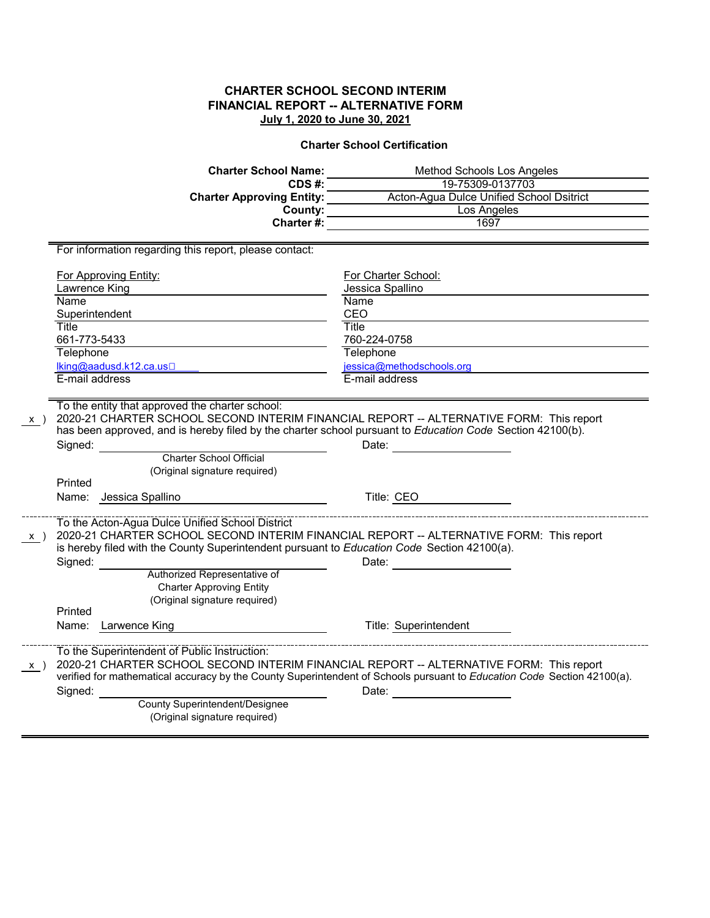## CHARTER SCHOOL SECOND INTERIM FINANCIAL REPORT -- ALTERNATIVE FORM

**July 1, 2020 to June 30, 2021**

**Charter School Certification**

| | |
|---|---|
| **Charter School Name:** | Method Schools Los Angeles |
| **CDS #:** | 19-75309-0137703 |
| **Charter Approving Entity:** | Acton-Agua Dulce Unified School Dsitrict |
| **County:** | Los Angeles |
| **Charter #:** | 1697 |

For information regarding this report, please contact:

| For Approving Entity: | For Charter School: |
|---|---|
| Lawrence King | Jessica Spallino |
| Name | Name |
| Superintendent | CEO |
| Title | Title |
| 661-773-5433 | 760-224-0758 |
| Telephone | Telephone |
| lking@aadusd.k12.ca.us | jessica@methodschools.org |
| E-mail address | E-mail address |

x ) To the entity that approved the charter school:
2020-21 CHARTER SCHOOL SECOND INTERIM FINANCIAL REPORT -- ALTERNATIVE FORM: This report has been approved, and is hereby filed by the charter school pursuant to *Education Code* Section 42100(b).

Signed: ______________________ Date: ______________
Charter School Official
(Original signature required)

Printed Name: Jessica Spallino Title: CEO

---

x ) To the Acton-Agua Dulce Unified School District
2020-21 CHARTER SCHOOL SECOND INTERIM FINANCIAL REPORT -- ALTERNATIVE FORM: This report is hereby filed with the County Superintendent pursuant to *Education Code* Section 42100(a).

Signed: ______________________ Date: ______________
Authorized Representative of Charter Approving Entity
(Original signature required)

Printed Name: Larwence King Title: Superintendent

---

x ) To the Superintendent of Public Instruction:
2020-21 CHARTER SCHOOL SECOND INTERIM FINANCIAL REPORT -- ALTERNATIVE FORM: This report verified for mathematical accuracy by the County Superintendent of Schools pursuant to *Education Code* Section 42100(a).

Signed: ______________________ Date: ______________
County Superintendent/Designee
(Original signature required)